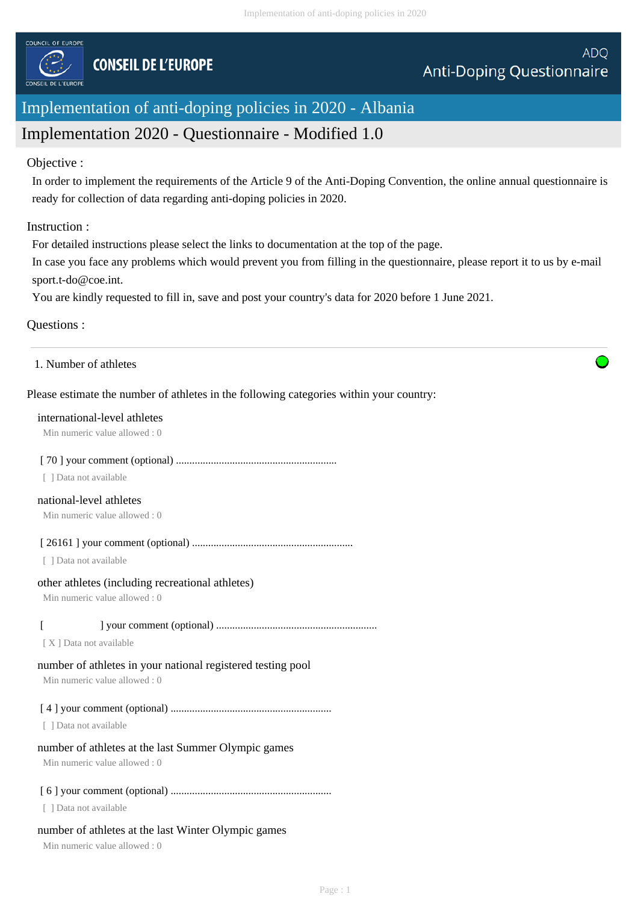COUNCIL OF EUROPE

CONSEIL DE L'EUROPE

ADQ
Anti-Doping Questionnaire

# Implementation of anti-doping policies in 2020 - Albania

## Implementation 2020 - Questionnaire - Modified 1.0

Objective :

In order to implement the requirements of the Article 9 of the Anti-Doping Convention, the online annual questionnaire is ready for collection of data regarding anti-doping policies in 2020.

Instruction :

For detailed instructions please select the links to documentation at the top of the page.
In case you face any problems which would prevent you from filling in the questionnaire, please report it to us by e-mail sport.t-do@coe.int.
You are kindly requested to fill in, save and post your country's data for 2020 before 1 June 2021.

Questions :

1. Number of athletes

Please estimate the number of athletes in the following categories within your country:

international-level athletes
Min numeric value allowed : 0

[ 70 ] your comment (optional) ............................................................
[ ] Data not available

national-level athletes
Min numeric value allowed : 0

[ 26161 ] your comment (optional) ............................................................
[ ] Data not available

other athletes (including recreational athletes)
Min numeric value allowed : 0

[ ] your comment (optional) ............................................................
[ X ] Data not available

number of athletes in your national registered testing pool
Min numeric value allowed : 0

[ 4 ] your comment (optional) ............................................................
[ ] Data not available

number of athletes at the last Summer Olympic games
Min numeric value allowed : 0

[ 6 ] your comment (optional) ............................................................
[ ] Data not available

number of athletes at the last Winter Olympic games
Min numeric value allowed : 0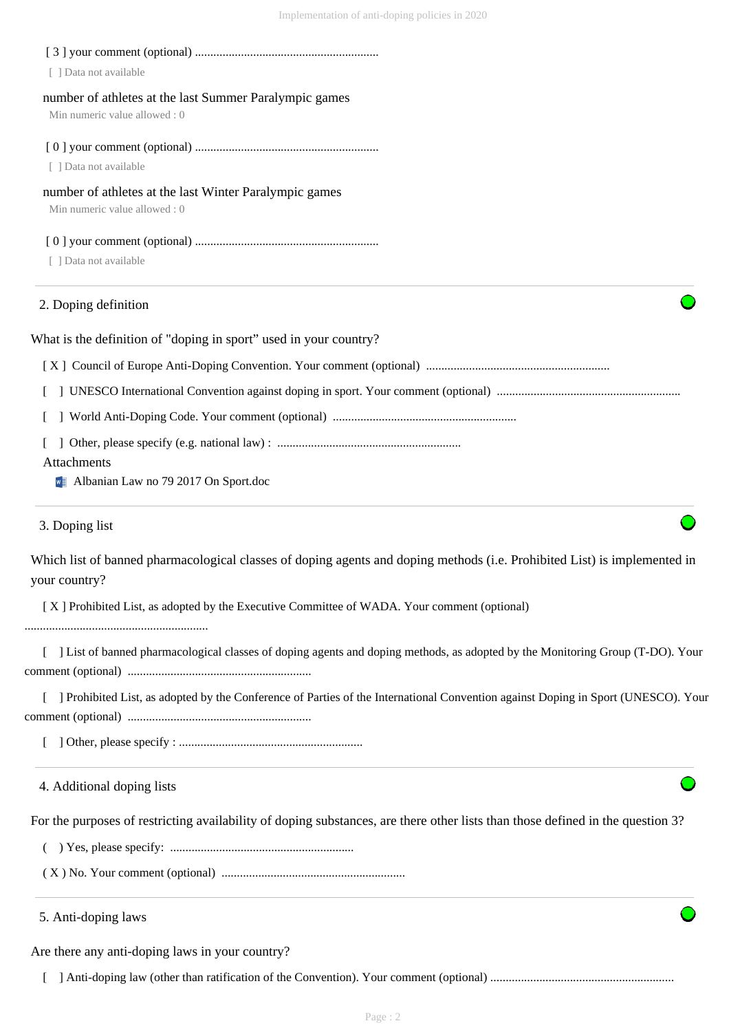[ 3 ] your comment (optional) ............................................................

[ ] Data not available

number of athletes at the last Summer Paralympic games

Min numeric value allowed : 0

[ 0 ] your comment (optional) ............................................................

[ ] Data not available

number of athletes at the last Winter Paralympic games

Min numeric value allowed : 0

[ 0 ] your comment (optional) ............................................................

[ ] Data not available

## 2. Doping definition

What is the definition of "doping in sport" used in your country?

[ X ] Council of Europe Anti-Doping Convention. Your comment (optional) ............................................................

[ ] UNESCO International Convention against doping in sport. Your comment (optional) ............................................................

[ ] World Anti-Doping Code. Your comment (optional) ............................................................

[ ] Other, please specify (e.g. national law) : ............................................................

Attachments

- Albanian Law no 79 2017 On Sport.doc

## 3. Doping list

Which list of banned pharmacological classes of doping agents and doping methods (i.e. Prohibited List) is implemented in your country?

[ X ] Prohibited List, as adopted by the Executive Committee of WADA. Your comment (optional) ............................................................

[ ] List of banned pharmacological classes of doping agents and doping methods, as adopted by the Monitoring Group (T-DO). Your comment (optional) ............................................................

[ ] Prohibited List, as adopted by the Conference of Parties of the International Convention against Doping in Sport (UNESCO). Your comment (optional) ............................................................

[ ] Other, please specify : ............................................................

## 4. Additional doping lists

For the purposes of restricting availability of doping substances, are there other lists than those defined in the question 3?

( ) Yes, please specify: ............................................................

( X ) No. Your comment (optional) ............................................................

## 5. Anti-doping laws

Are there any anti-doping laws in your country?

[ ] Anti-doping law (other than ratification of the Convention). Your comment (optional) ............................................................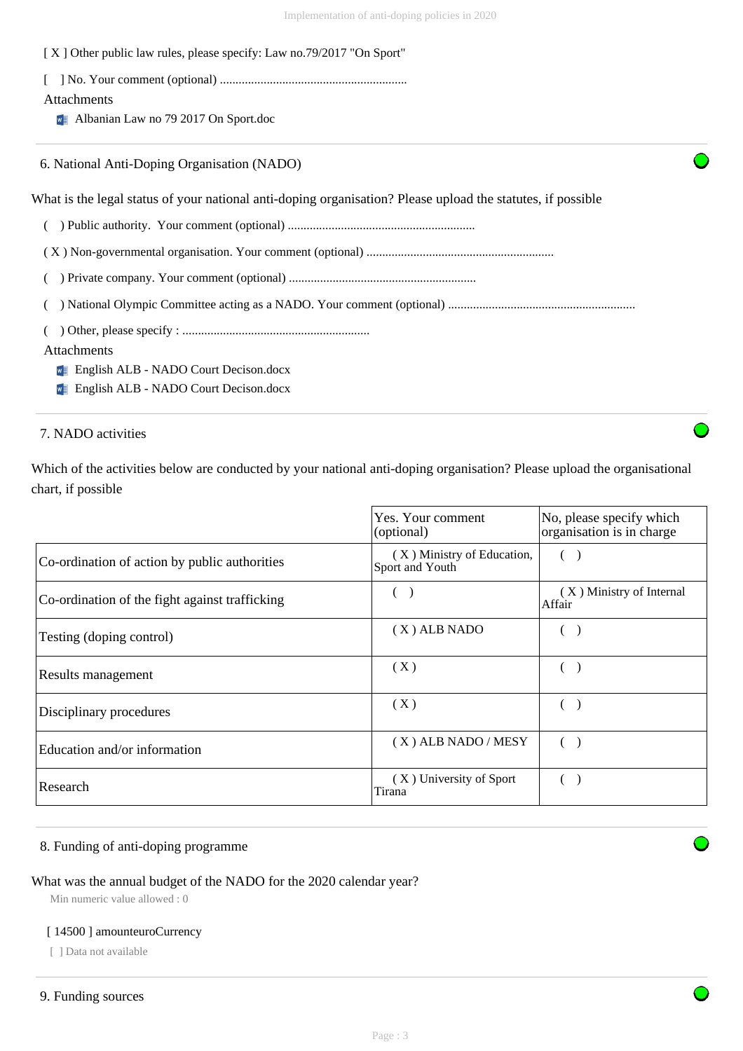[ X ] Other public law rules, please specify: Law no.79/2017 "On Sport"

[ ] No. Your comment (optional) ............................................................

Attachments

- Albanian Law no 79 2017 On Sport.doc

## 6. National Anti-Doping Organisation (NADO)

What is the legal status of your national anti-doping organisation? Please upload the statutes, if possible

( ) Public authority. Your comment (optional) ............................................................

( X ) Non-governmental organisation. Your comment (optional) ............................................................

( ) Private company. Your comment (optional) ............................................................

( ) National Olympic Committee acting as a NADO. Your comment (optional) ............................................................

( ) Other, please specify : ............................................................

Attachments

- English ALB - NADO Court Decison.docx
- English ALB - NADO Court Decison.docx

## 7. NADO activities

Which of the activities below are conducted by your national anti-doping organisation? Please upload the organisational chart, if possible

| | Yes. Your comment (optional) | No, please specify which organisation is in charge |
|---|---|---|
| Co-ordination of action by public authorities | ( X ) Ministry of Education, Sport and Youth | ( ) |
| Co-ordination of the fight against trafficking | ( ) | ( X ) Ministry of Internal Affair |
| Testing (doping control) | ( X ) ALB NADO | ( ) |
| Results management | ( X ) | ( ) |
| Disciplinary procedures | ( X ) | ( ) |
| Education and/or information | ( X ) ALB NADO / MESY | ( ) |
| Research | ( X ) University of Sport Tirana | ( ) |

## 8. Funding of anti-doping programme

What was the annual budget of the NADO for the 2020 calendar year?

Min numeric value allowed : 0

[ 14500 ] amounteuroCurrency

[ ] Data not available

## 9. Funding sources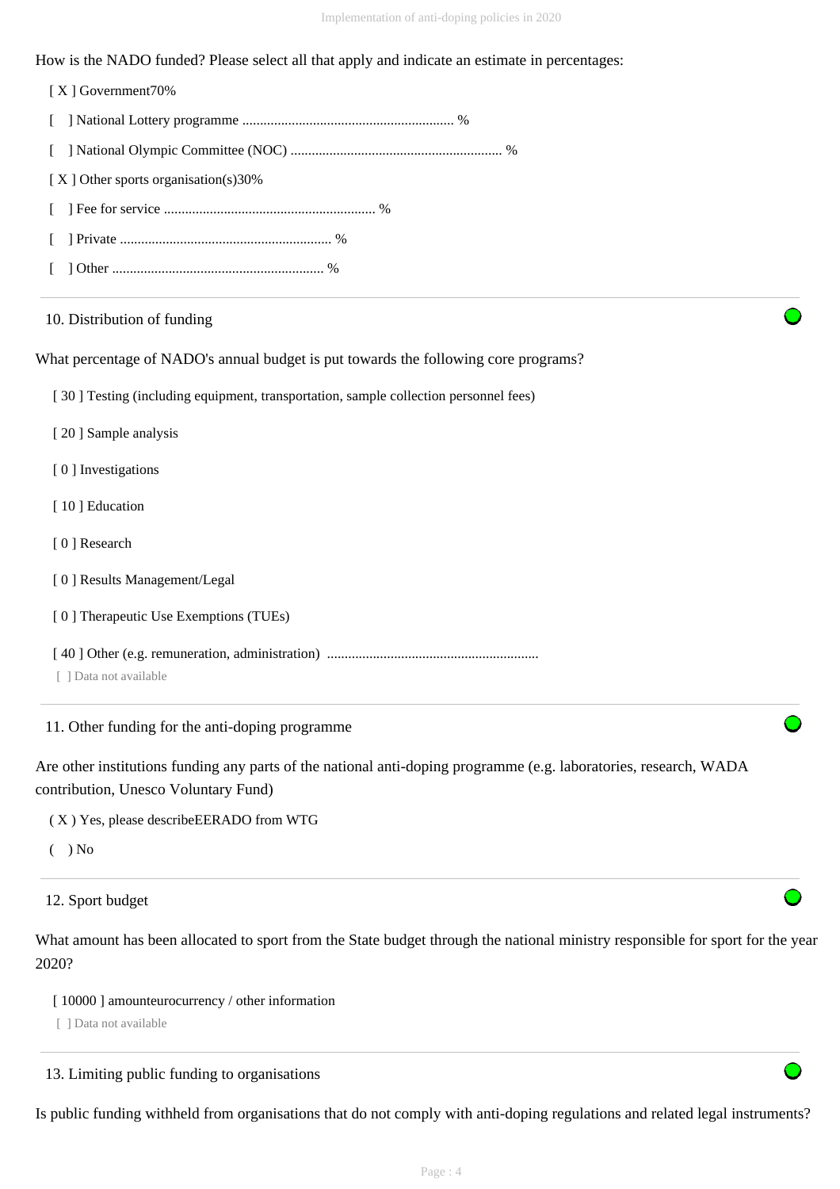How is the NADO funded? Please select all that apply and indicate an estimate in percentages:

[ X ] Government70%

[ ] National Lottery programme ........................................................... %

[ ] National Olympic Committee (NOC) ........................................................... %

[ X ] Other sports organisation(s)30%

[ ] Fee for service ........................................................... %

[ ] Private ........................................................... %

[ ] Other ........................................................... %

## 10. Distribution of funding

What percentage of NADO's annual budget is put towards the following core programs?

[ 30 ] Testing (including equipment, transportation, sample collection personnel fees)

[ 20 ] Sample analysis

[ 0 ] Investigations

[ 10 ] Education

[ 0 ] Research

[ 0 ] Results Management/Legal

[ 0 ] Therapeutic Use Exemptions (TUEs)

[ 40 ] Other (e.g. remuneration, administration) ...........................................................

[ ] Data not available

## 11. Other funding for the anti-doping programme

Are other institutions funding any parts of the national anti-doping programme (e.g. laboratories, research, WADA contribution, Unesco Voluntary Fund)

( X ) Yes, please describeEERADO from WTG

( ) No

## 12. Sport budget

What amount has been allocated to sport from the State budget through the national ministry responsible for sport for the year 2020?

[ 10000 ] amounteurocurrency / other information

[ ] Data not available

## 13. Limiting public funding to organisations

Is public funding withheld from organisations that do not comply with anti-doping regulations and related legal instruments?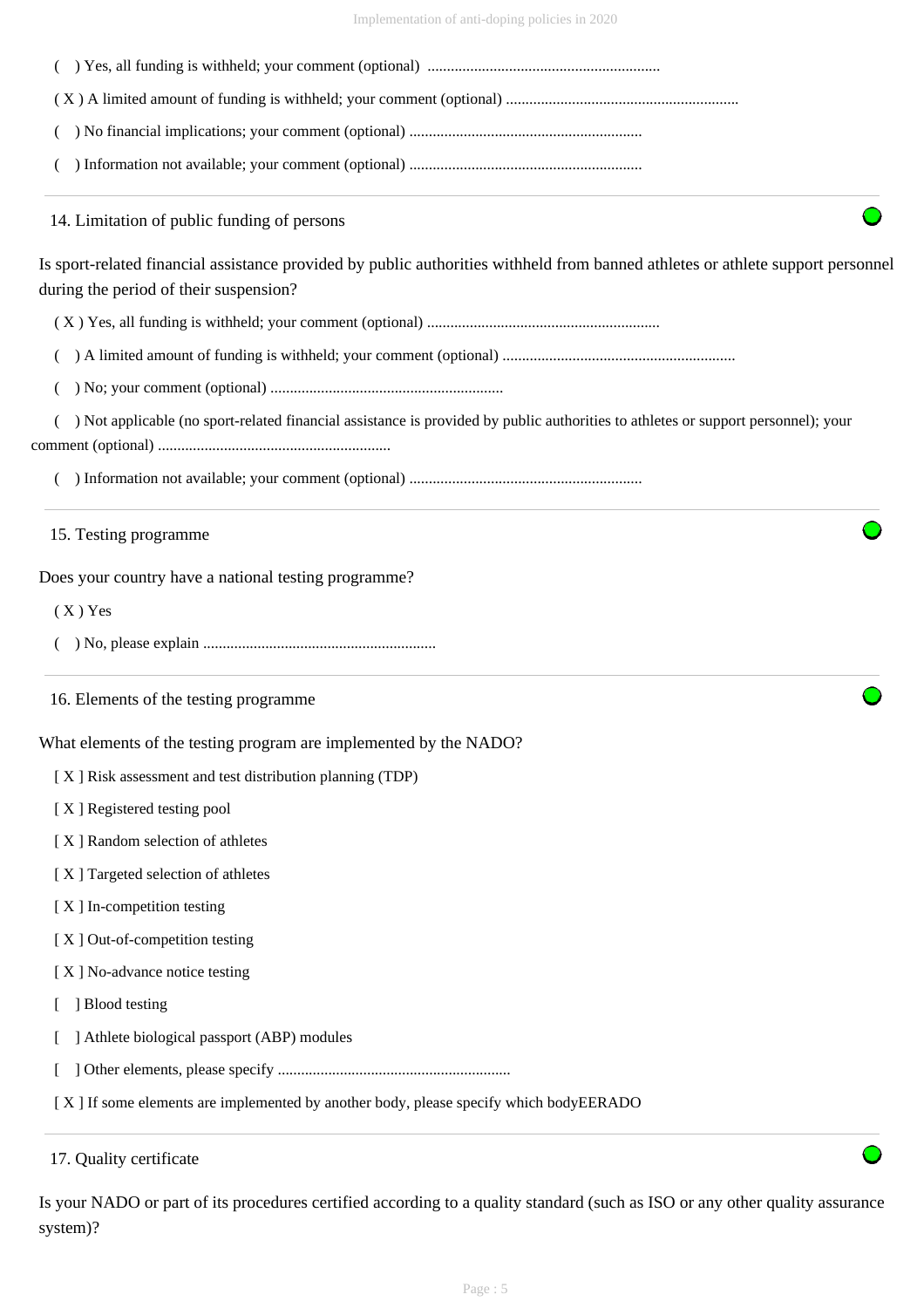( ) Yes, all funding is withheld; your comment (optional) ............................................................

( X ) A limited amount of funding is withheld; your comment (optional) ............................................................

( ) No financial implications; your comment (optional) ............................................................

( ) Information not available; your comment (optional) ............................................................

### 14. Limitation of public funding of persons

Is sport-related financial assistance provided by public authorities withheld from banned athletes or athlete support personnel during the period of their suspension?

( X ) Yes, all funding is withheld; your comment (optional) ............................................................

( ) A limited amount of funding is withheld; your comment (optional) ............................................................

( ) No; your comment (optional) ............................................................

( ) Not applicable (no sport-related financial assistance is provided by public authorities to athletes or support personnel); your comment (optional) ............................................................

( ) Information not available; your comment (optional) ............................................................

### 15. Testing programme

Does your country have a national testing programme?

( X ) Yes

( ) No, please explain ............................................................

### 16. Elements of the testing programme

What elements of the testing program are implemented by the NADO?

[ X ] Risk assessment and test distribution planning (TDP)

[ X ] Registered testing pool

[ X ] Random selection of athletes

[ X ] Targeted selection of athletes

[ X ] In-competition testing

[ X ] Out-of-competition testing

[ X ] No-advance notice testing

[ ] Blood testing

[ ] Athlete biological passport (ABP) modules

[ ] Other elements, please specify ............................................................

[ X ] If some elements are implemented by another body, please specify which bodyEERADO

### 17. Quality certificate

Is your NADO or part of its procedures certified according to a quality standard (such as ISO or any other quality assurance system)?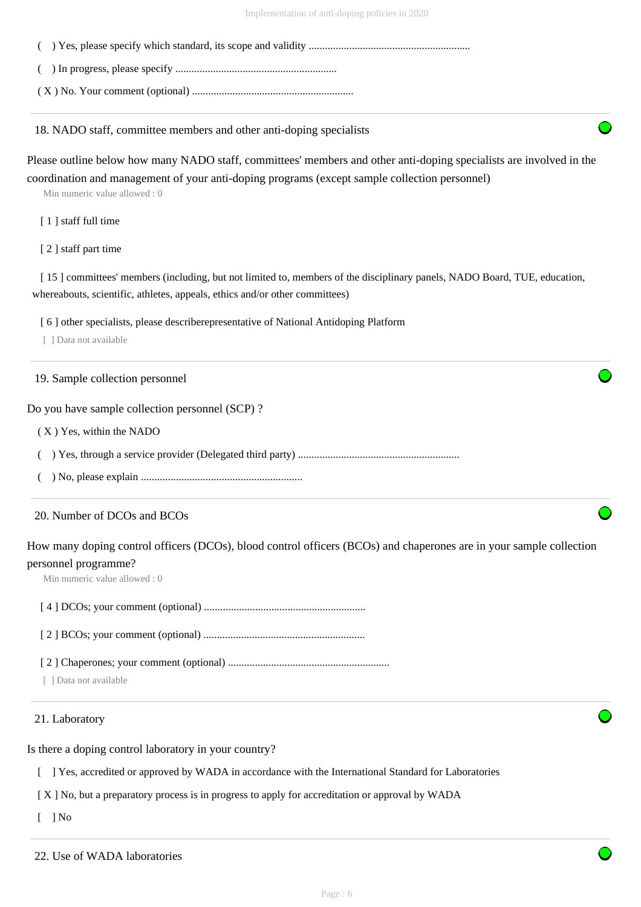( ) Yes, please specify which standard, its scope and validity ............................................................

( ) In progress, please specify ............................................................

( X ) No. Your comment (optional) ............................................................

---

18. NADO staff, committee members and other anti-doping specialists

Please outline below how many NADO staff, committees' members and other anti-doping specialists are involved in the coordination and management of your anti-doping programs (except sample collection personnel)

Min numeric value allowed : 0

[ 1 ] staff full time

[ 2 ] staff part time

[ 15 ] committees' members (including, but not limited to, members of the disciplinary panels, NADO Board, TUE, education, whereabouts, scientific, athletes, appeals, ethics and/or other committees)

[ 6 ] other specialists, please describerepresentative of National Antidoping Platform

[ ] Data not available

---

19. Sample collection personnel

Do you have sample collection personnel (SCP) ?

( X ) Yes, within the NADO

( ) Yes, through a service provider (Delegated third party) ............................................................

( ) No, please explain ............................................................

---

20. Number of DCOs and BCOs

How many doping control officers (DCOs), blood control officers (BCOs) and chaperones are in your sample collection personnel programme?

Min numeric value allowed : 0

[ 4 ] DCOs; your comment (optional) ............................................................

[ 2 ] BCOs; your comment (optional) ............................................................

[ 2 ] Chaperones; your comment (optional) ............................................................

[ ] Data not available

---

21. Laboratory

Is there a doping control laboratory in your country?

[ ] Yes, accredited or approved by WADA in accordance with the International Standard for Laboratories

[ X ] No, but a preparatory process is in progress to apply for accreditation or approval by WADA

[ ] No

---

22. Use of WADA laboratories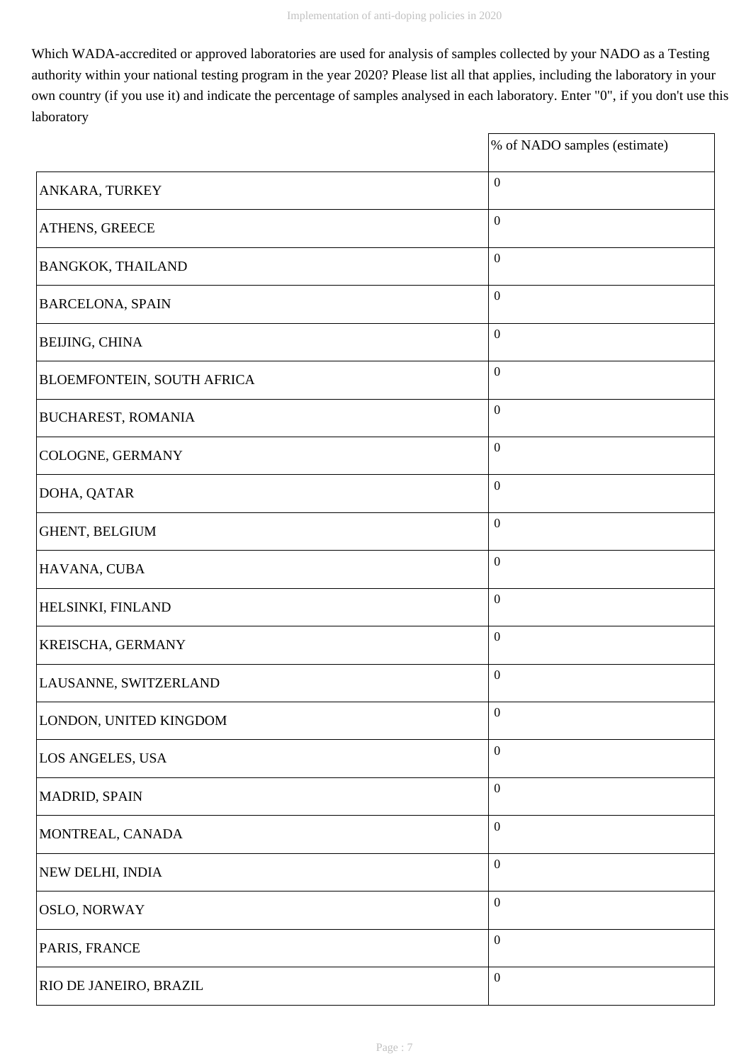Which WADA-accredited or approved laboratories are used for analysis of samples collected by your NADO as a Testing authority within your national testing program in the year 2020? Please list all that applies, including the laboratory in your own country (if you use it) and indicate the percentage of samples analysed in each laboratory. Enter "0", if you don't use this laboratory

| | % of NADO samples (estimate) |
|---|---|
| ANKARA, TURKEY | 0 |
| ATHENS, GREECE | 0 |
| BANGKOK, THAILAND | 0 |
| BARCELONA, SPAIN | 0 |
| BEIJING, CHINA | 0 |
| BLOEMFONTEIN, SOUTH AFRICA | 0 |
| BUCHAREST, ROMANIA | 0 |
| COLOGNE, GERMANY | 0 |
| DOHA, QATAR | 0 |
| GHENT, BELGIUM | 0 |
| HAVANA, CUBA | 0 |
| HELSINKI, FINLAND | 0 |
| KREISCHA, GERMANY | 0 |
| LAUSANNE, SWITZERLAND | 0 |
| LONDON, UNITED KINGDOM | 0 |
| LOS ANGELES, USA | 0 |
| MADRID, SPAIN | 0 |
| MONTREAL, CANADA | 0 |
| NEW DELHI, INDIA | 0 |
| OSLO, NORWAY | 0 |
| PARIS, FRANCE | 0 |
| RIO DE JANEIRO, BRAZIL | 0 |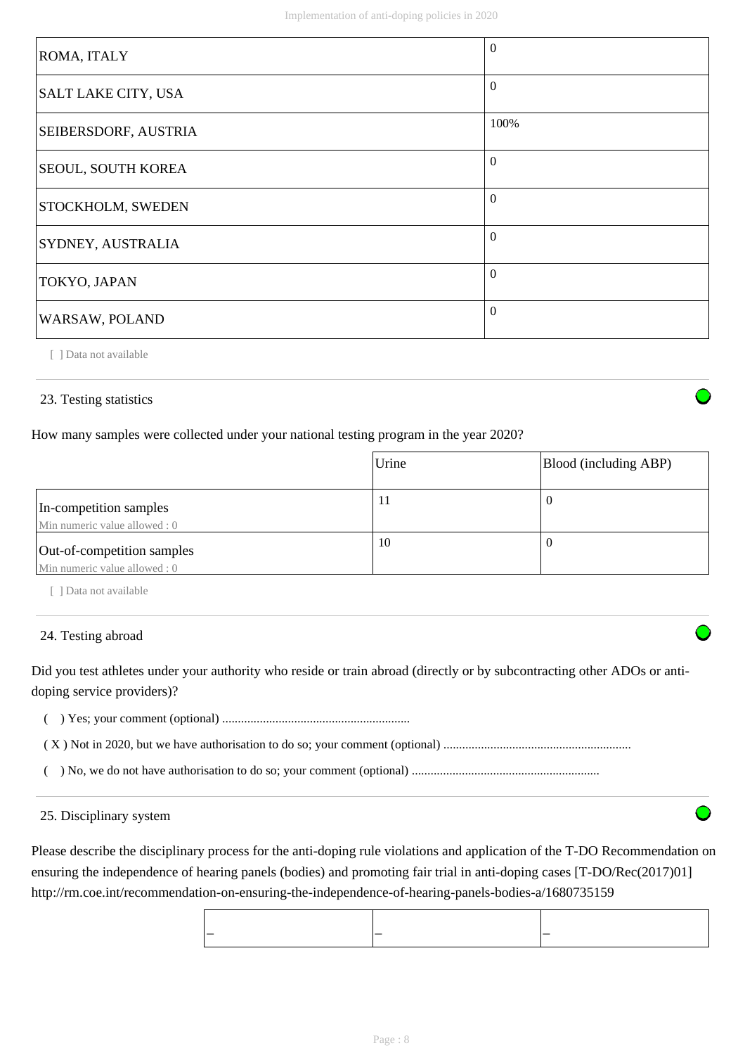| | |
|---|---|
| ROMA, ITALY | 0 |
| SALT LAKE CITY, USA | 0 |
| SEIBERSDORF, AUSTRIA | 100% |
| SEOUL, SOUTH KOREA | 0 |
| STOCKHOLM, SWEDEN | 0 |
| SYDNEY, AUSTRALIA | 0 |
| TOKYO, JAPAN | 0 |
| WARSAW, POLAND | 0 |

[ ] Data not available

## 23. Testing statistics

How many samples were collected under your national testing program in the year 2020?

| | Urine | Blood (including ABP) |
|---|---|---|
| In-competition samples<br>Min numeric value allowed : 0 | 11 | 0 |
| Out-of-competition samples<br>Min numeric value allowed : 0 | 10 | 0 |

[ ] Data not available

## 24. Testing abroad

Did you test athletes under your authority who reside or train abroad (directly or by subcontracting other ADOs or anti-doping service providers)?

( ) Yes; your comment (optional) ...........................................................

( X ) Not in 2020, but we have authorisation to do so; your comment (optional) ...........................................................

( ) No, we do not have authorisation to do so; your comment (optional) ...........................................................

## 25. Disciplinary system

Please describe the disciplinary process for the anti-doping rule violations and application of the T-DO Recommendation on ensuring the independence of hearing panels (bodies) and promoting fair trial in anti-doping cases [T-DO/Rec(2017)01] http://rm.coe.int/recommendation-on-ensuring-the-independence-of-hearing-panels-bodies-a/1680735159

| – | – | – |
|---|---|---|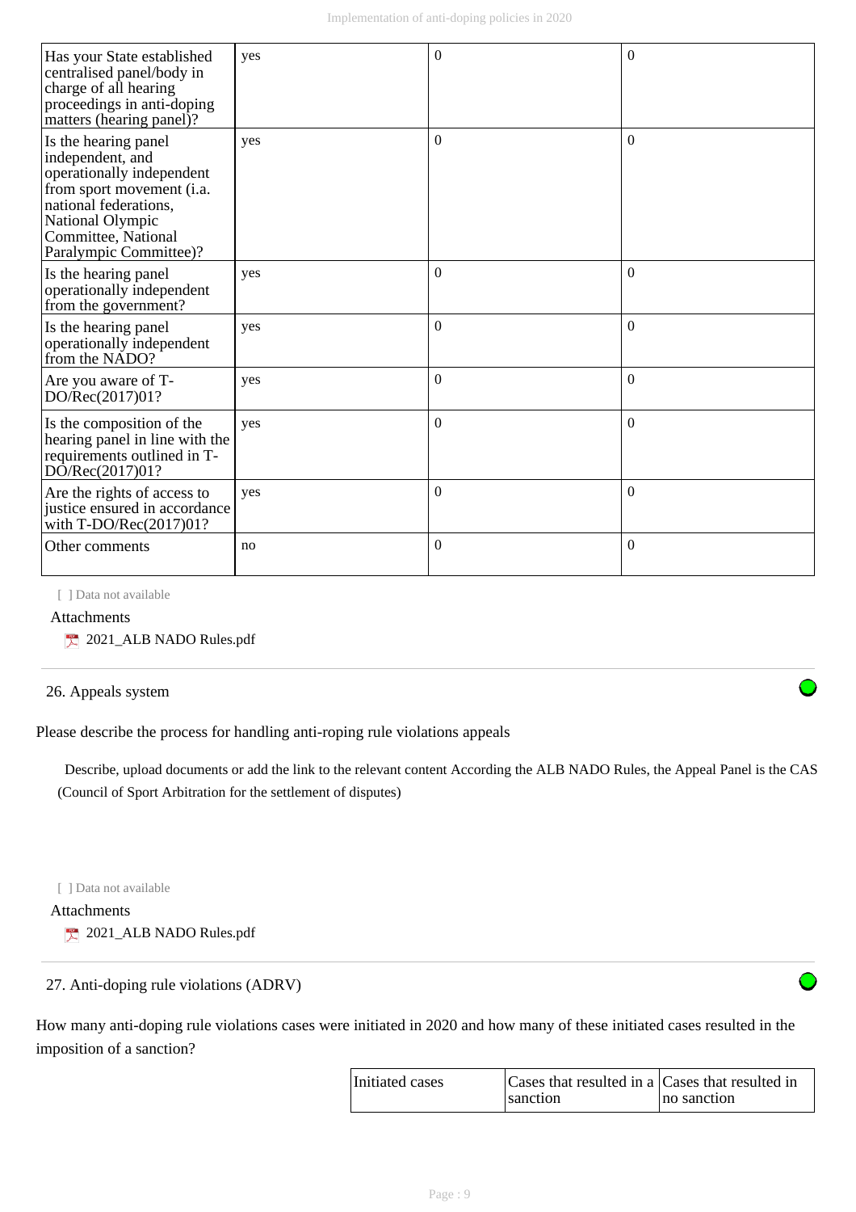| Has your State established centralised panel/body in charge of all hearing proceedings in anti-doping matters (hearing panel)? | yes | 0 | 0 |
|---|---|---|---|
| Is the hearing panel independent, and operationally independent from sport movement (i.a. national federations, National Olympic Committee, National Paralympic Committee)? | yes | 0 | 0 |
| Is the hearing panel operationally independent from the government? | yes | 0 | 0 |
| Is the hearing panel operationally independent from the NADO? | yes | 0 | 0 |
| Are you aware of T-DO/Rec(2017)01? | yes | 0 | 0 |
| Is the composition of the hearing panel in line with the requirements outlined in T-DO/Rec(2017)01? | yes | 0 | 0 |
| Are the rights of access to justice ensured in accordance with T-DO/Rec(2017)01? | yes | 0 | 0 |
| Other comments | no | 0 | 0 |

[ ] Data not available

Attachments

2021_ALB NADO Rules.pdf

26. Appeals system

Please describe the process for handling anti-roping rule violations appeals

Describe, upload documents or add the link to the relevant content According the ALB NADO Rules, the Appeal Panel is the CAS (Council of Sport Arbitration for the settlement of disputes)

[ ] Data not available

Attachments

2021_ALB NADO Rules.pdf

27. Anti-doping rule violations (ADRV)

How many anti-doping rule violations cases were initiated in 2020 and how many of these initiated cases resulted in the imposition of a sanction?

| Initiated cases | Cases that resulted in a sanction | Cases that resulted in no sanction |
|---|---|---|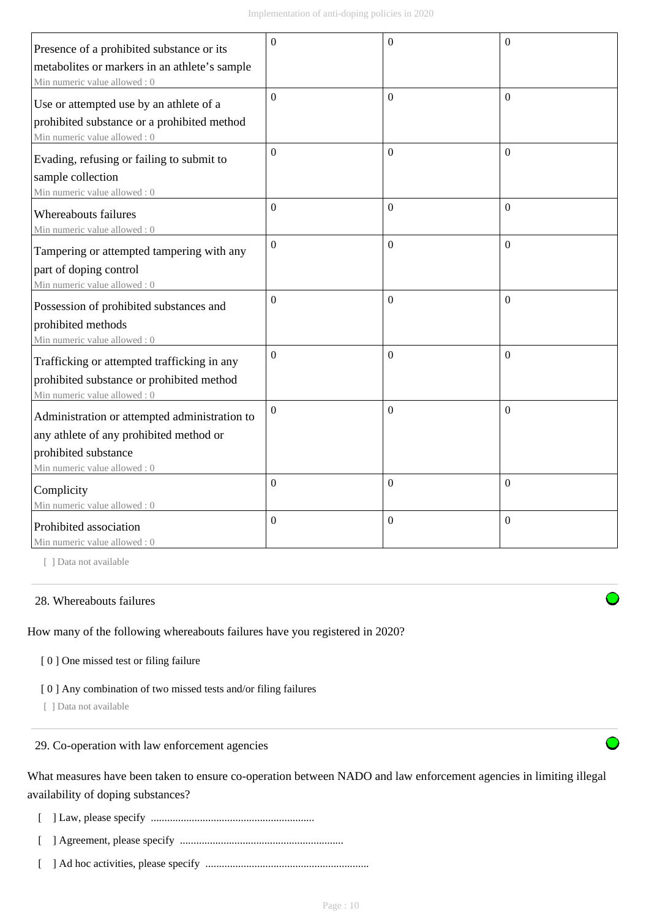| | | | |
|---|---|---|---|
| Presence of a prohibited substance or its metabolites or markers in an athlete's sample<br>Min numeric value allowed : 0 | 0 | 0 | 0 |
| Use or attempted use by an athlete of a prohibited substance or a prohibited method<br>Min numeric value allowed : 0 | 0 | 0 | 0 |
| Evading, refusing or failing to submit to sample collection<br>Min numeric value allowed : 0 | 0 | 0 | 0 |
| Whereabouts failures<br>Min numeric value allowed : 0 | 0 | 0 | 0 |
| Tampering or attempted tampering with any part of doping control<br>Min numeric value allowed : 0 | 0 | 0 | 0 |
| Possession of prohibited substances and prohibited methods<br>Min numeric value allowed : 0 | 0 | 0 | 0 |
| Trafficking or attempted trafficking in any prohibited substance or prohibited method<br>Min numeric value allowed : 0 | 0 | 0 | 0 |
| Administration or attempted administration to any athlete of any prohibited method or prohibited substance<br>Min numeric value allowed : 0 | 0 | 0 | 0 |
| Complicity<br>Min numeric value allowed : 0 | 0 | 0 | 0 |
| Prohibited association<br>Min numeric value allowed : 0 | 0 | 0 | 0 |

[ ] Data not available

## 28. Whereabouts failures

How many of the following whereabouts failures have you registered in 2020?

[ 0 ] One missed test or filing failure

[ 0 ] Any combination of two missed tests and/or filing failures

[ ] Data not available

## 29. Co-operation with law enforcement agencies

What measures have been taken to ensure co-operation between NADO and law enforcement agencies in limiting illegal availability of doping substances?

[ ] Law, please specify ............................................................

[ ] Agreement, please specify ............................................................

[ ] Ad hoc activities, please specify ............................................................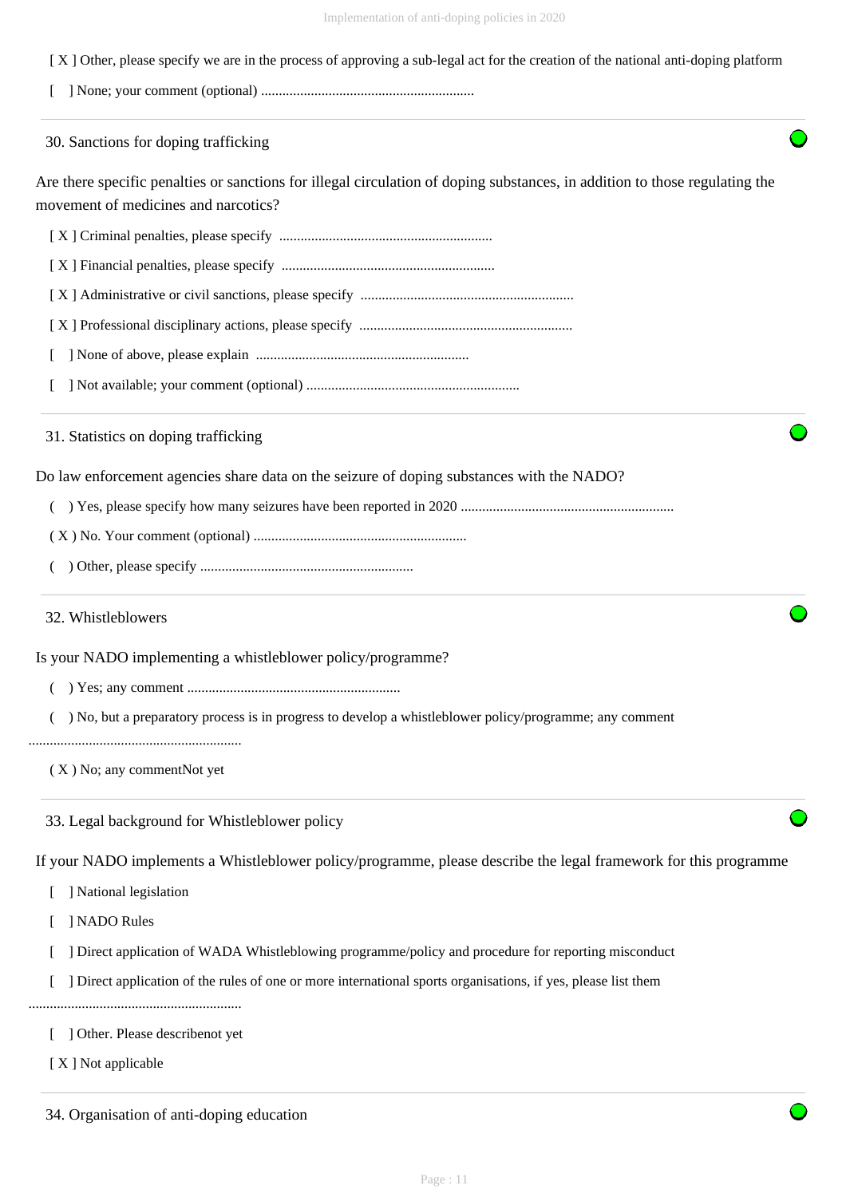[ X ] Other, please specify we are in the process of approving a sub-legal act for the creation of the national anti-doping platform

[ ] None; your comment (optional) ............................................................

---

30. Sanctions for doping trafficking

Are there specific penalties or sanctions for illegal circulation of doping substances, in addition to those regulating the movement of medicines and narcotics?

[ X ] Criminal penalties, please specify ............................................................

[ X ] Financial penalties, please specify ............................................................

[ X ] Administrative or civil sanctions, please specify ............................................................

[ X ] Professional disciplinary actions, please specify ............................................................

[ ] None of above, please explain ............................................................

[ ] Not available; your comment (optional) ............................................................

---

31. Statistics on doping trafficking

Do law enforcement agencies share data on the seizure of doping substances with the NADO?

( ) Yes, please specify how many seizures have been reported in 2020 ............................................................

( X ) No. Your comment (optional) ............................................................

( ) Other, please specify ............................................................

---

32. Whistleblowers

Is your NADO implementing a whistleblower policy/programme?

( ) Yes; any comment ............................................................

( ) No, but a preparatory process is in progress to develop a whistleblower policy/programme; any comment ............................................................

( X ) No; any commentNot yet

---

33. Legal background for Whistleblower policy

If your NADO implements a Whistleblower policy/programme, please describe the legal framework for this programme

[ ] National legislation

[ ] NADO Rules

[ ] Direct application of WADA Whistleblowing programme/policy and procedure for reporting misconduct

[ ] Direct application of the rules of one or more international sports organisations, if yes, please list them ............................................................

[ ] Other. Please describenot yet

[ X ] Not applicable

---

34. Organisation of anti-doping education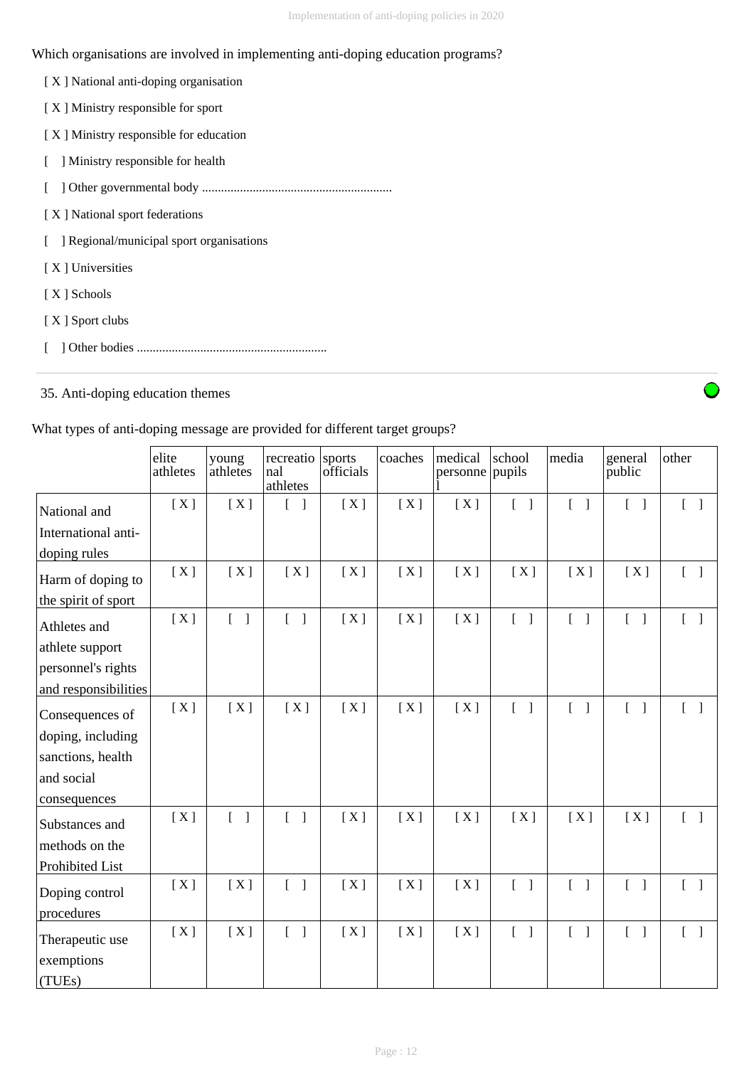Which organisations are involved in implementing anti-doping education programs?

[ X ] National anti-doping organisation

[ X ] Ministry responsible for sport

[ X ] Ministry responsible for education

[   ] Ministry responsible for health

[   ] Other governmental body ...........................................................

[ X ] National sport federations

[   ] Regional/municipal sport organisations

[ X ] Universities

[ X ] Schools

[ X ] Sport clubs

[   ] Other bodies ...........................................................

35. Anti-doping education themes

What types of anti-doping message are provided for different target groups?

| | elite athletes | young athletes | recreational athletes | sports officials | coaches | medical personnel | school pupils | media | general public | other |
|---|---|---|---|---|---|---|---|---|---|---|
| National and International anti-doping rules | [ X ] | [ X ] | [   ] | [ X ] | [ X ] | [ X ] | [   ] | [   ] | [   ] | [   ] |
| Harm of doping to the spirit of sport | [ X ] | [ X ] | [ X ] | [ X ] | [ X ] | [ X ] | [ X ] | [ X ] | [ X ] | [   ] |
| Athletes and athlete support personnel's rights and responsibilities | [ X ] | [   ] | [   ] | [ X ] | [ X ] | [ X ] | [   ] | [   ] | [   ] | [   ] |
| Consequences of doping, including sanctions, health and social consequences | [ X ] | [ X ] | [ X ] | [ X ] | [ X ] | [ X ] | [   ] | [   ] | [   ] | [   ] |
| Substances and methods on the Prohibited List | [ X ] | [   ] | [   ] | [ X ] | [ X ] | [ X ] | [ X ] | [ X ] | [ X ] | [   ] |
| Doping control procedures | [ X ] | [ X ] | [   ] | [ X ] | [ X ] | [ X ] | [   ] | [   ] | [   ] | [   ] |
| Therapeutic use exemptions (TUEs) | [ X ] | [ X ] | [   ] | [ X ] | [ X ] | [ X ] | [   ] | [   ] | [   ] | [   ] |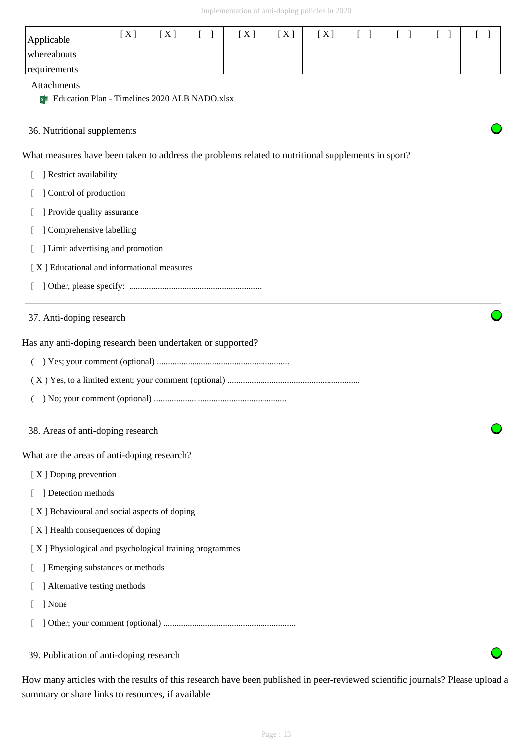| Applicable whereabouts requirements | [ X ] | [ X ] | [ ] | [ X ] | [ X ] | [ X ] | [ ] | [ ] | [ ] | [ ] |
|---|---|---|---|---|---|---|---|---|---|---|

Attachments

Education Plan - Timelines 2020 ALB NADO.xlsx

36. Nutritional supplements

What measures have been taken to address the problems related to nutritional supplements in sport?

[ ] Restrict availability

[ ] Control of production

[ ] Provide quality assurance

[ ] Comprehensive labelling

[ ] Limit advertising and promotion

[ X ] Educational and informational measures

[ ] Other, please specify: ............................................................

37. Anti-doping research

Has any anti-doping research been undertaken or supported?

( ) Yes; your comment (optional) ............................................................

( X ) Yes, to a limited extent; your comment (optional) ............................................................

( ) No; your comment (optional) ............................................................

38. Areas of anti-doping research

What are the areas of anti-doping research?

[ X ] Doping prevention

[ ] Detection methods

[ X ] Behavioural and social aspects of doping

[ X ] Health consequences of doping

[ X ] Physiological and psychological training programmes

[ ] Emerging substances or methods

[ ] Alternative testing methods

[ ] None

[ ] Other; your comment (optional) ............................................................

39. Publication of anti-doping research

How many articles with the results of this research have been published in peer-reviewed scientific journals? Please upload a summary or share links to resources, if available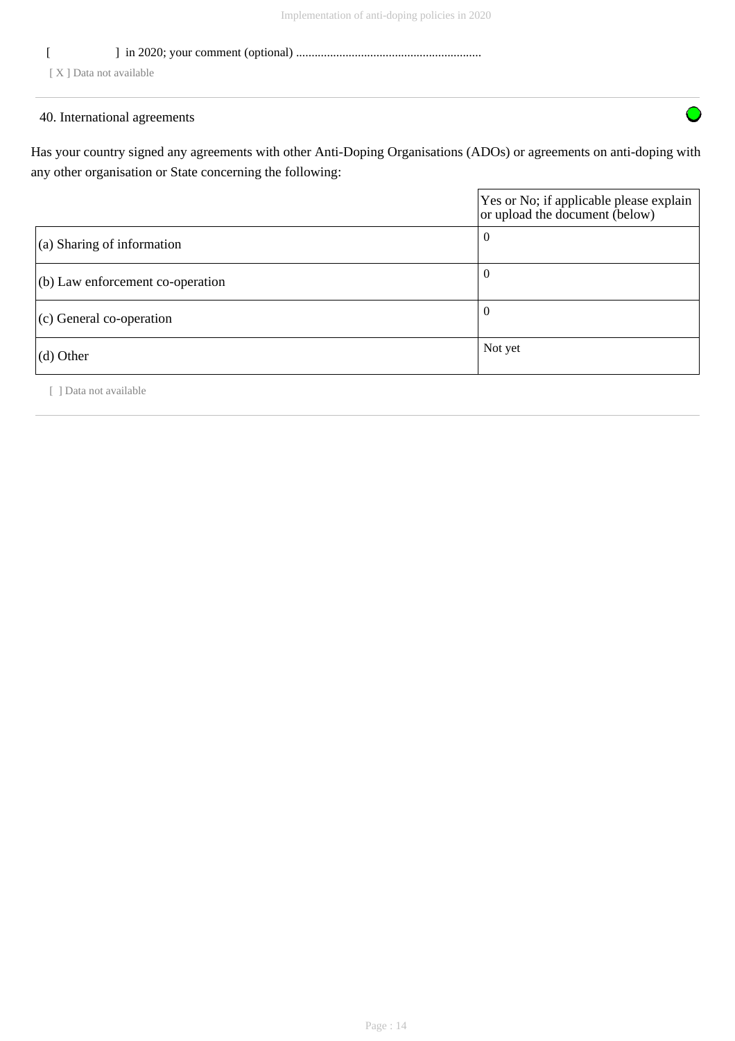[ ] in 2020; your comment (optional) ............................................................

[ X ] Data not available

40. International agreements

Has your country signed any agreements with other Anti-Doping Organisations (ADOs) or agreements on anti-doping with any other organisation or State concerning the following:

| | Yes or No; if applicable please explain or upload the document (below) |
|---|---|
| (a) Sharing of information | 0 |
| (b) Law enforcement co-operation | 0 |
| (c) General co-operation | 0 |
| (d) Other | Not yet |

[ ] Data not available